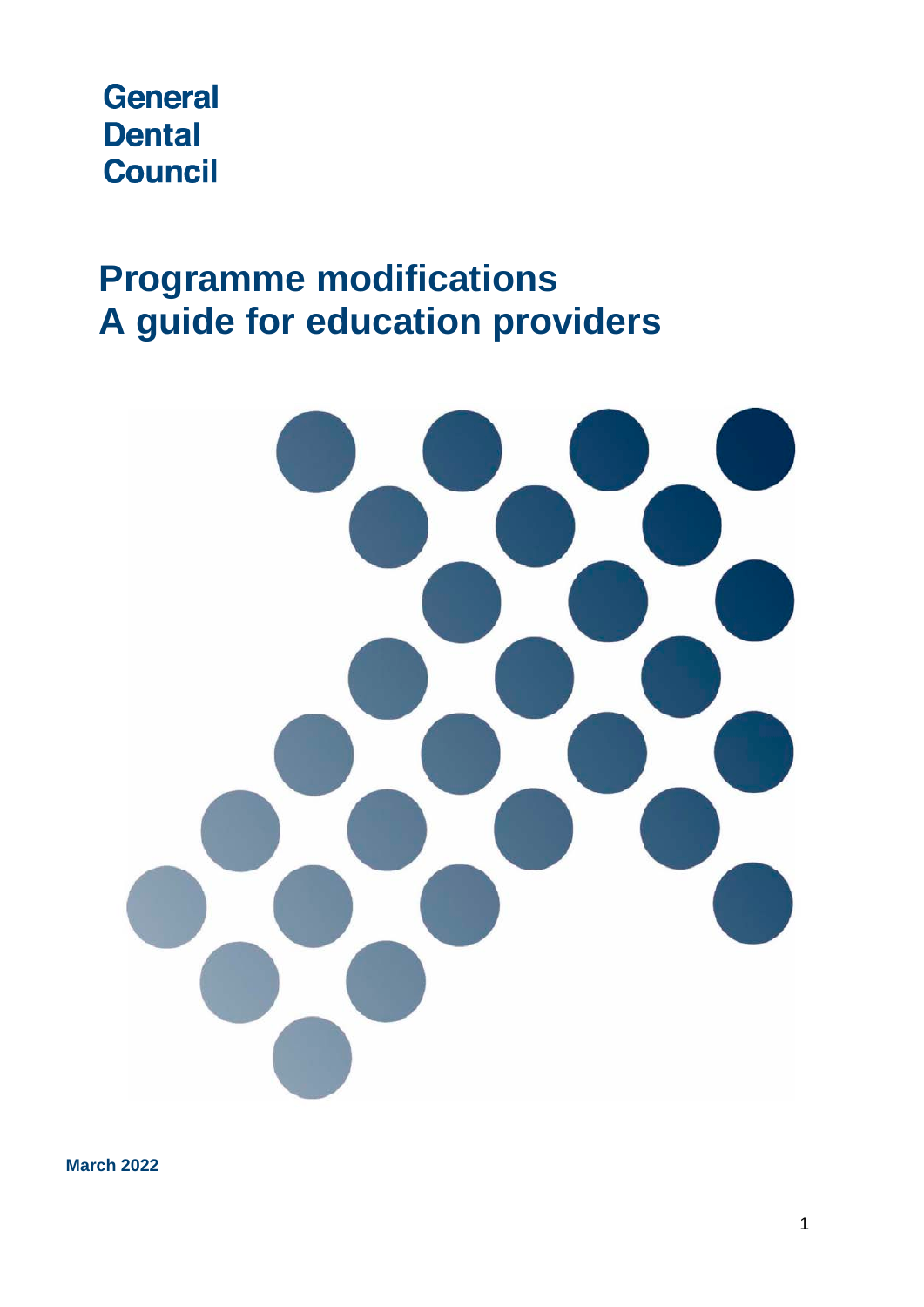General
Dental
Council

# Programme modifications
# A guide for education providers

**March 2022**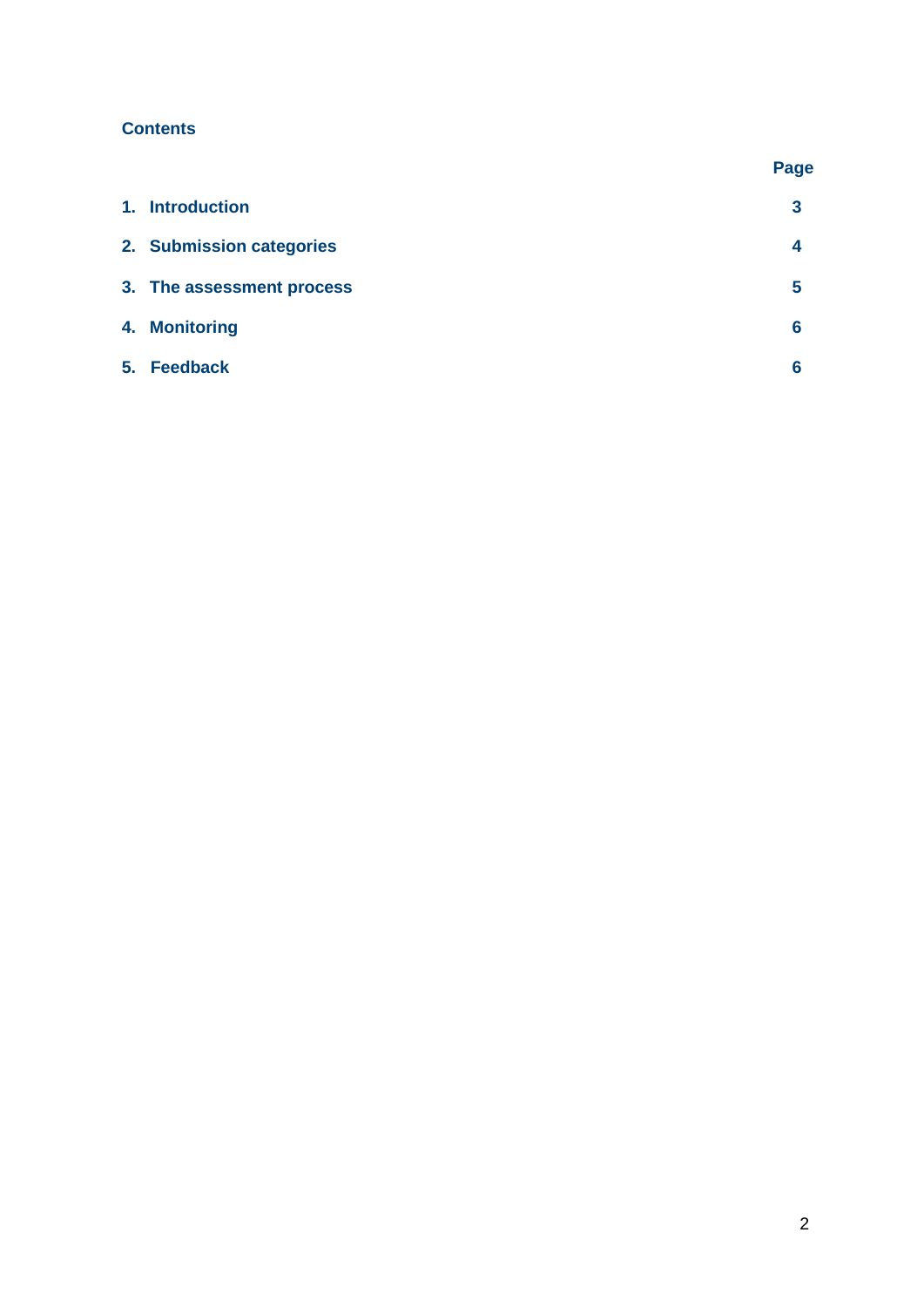**Contents**

| | Page |
|---|---|
| **1. Introduction** | **3** |
| **2. Submission categories** | **4** |
| **3. The assessment process** | **5** |
| **4. Monitoring** | **6** |
| **5. Feedback** | **6** |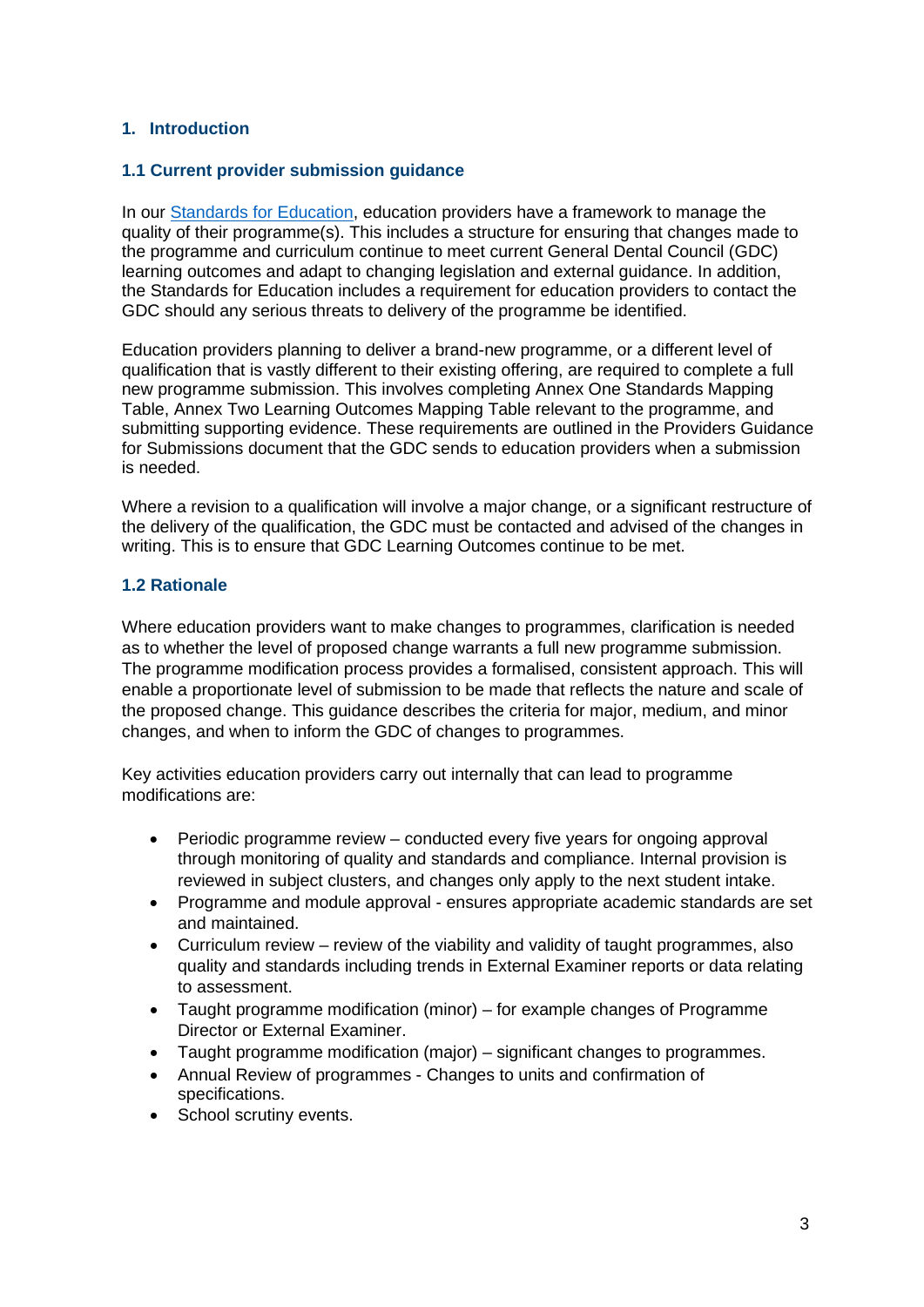## 1. Introduction

### 1.1 Current provider submission guidance

In our [Standards for Education](), education providers have a framework to manage the quality of their programme(s). This includes a structure for ensuring that changes made to the programme and curriculum continue to meet current General Dental Council (GDC) learning outcomes and adapt to changing legislation and external guidance. In addition, the Standards for Education includes a requirement for education providers to contact the GDC should any serious threats to delivery of the programme be identified.

Education providers planning to deliver a brand-new programme, or a different level of qualification that is vastly different to their existing offering, are required to complete a full new programme submission. This involves completing Annex One Standards Mapping Table, Annex Two Learning Outcomes Mapping Table relevant to the programme, and submitting supporting evidence. These requirements are outlined in the Providers Guidance for Submissions document that the GDC sends to education providers when a submission is needed.

Where a revision to a qualification will involve a major change, or a significant restructure of the delivery of the qualification, the GDC must be contacted and advised of the changes in writing. This is to ensure that GDC Learning Outcomes continue to be met.

### 1.2 Rationale

Where education providers want to make changes to programmes, clarification is needed as to whether the level of proposed change warrants a full new programme submission. The programme modification process provides a formalised, consistent approach. This will enable a proportionate level of submission to be made that reflects the nature and scale of the proposed change. This guidance describes the criteria for major, medium, and minor changes, and when to inform the GDC of changes to programmes.

Key activities education providers carry out internally that can lead to programme modifications are:

- Periodic programme review – conducted every five years for ongoing approval through monitoring of quality and standards and compliance. Internal provision is reviewed in subject clusters, and changes only apply to the next student intake.
- Programme and module approval - ensures appropriate academic standards are set and maintained.
- Curriculum review – review of the viability and validity of taught programmes, also quality and standards including trends in External Examiner reports or data relating to assessment.
- Taught programme modification (minor) – for example changes of Programme Director or External Examiner.
- Taught programme modification (major) – significant changes to programmes.
- Annual Review of programmes - Changes to units and confirmation of specifications.
- School scrutiny events.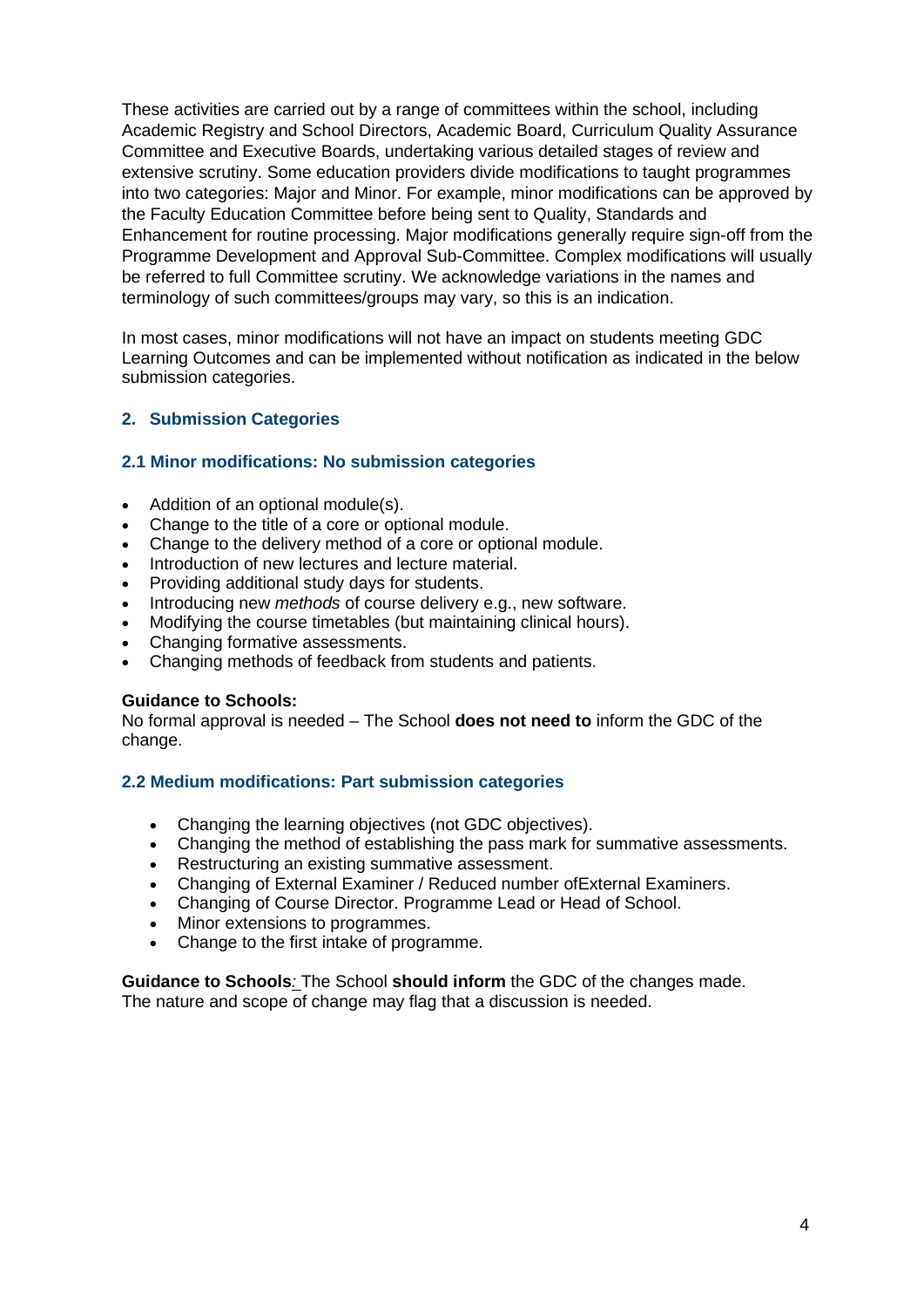These activities are carried out by a range of committees within the school, including Academic Registry and School Directors, Academic Board, Curriculum Quality Assurance Committee and Executive Boards, undertaking various detailed stages of review and extensive scrutiny. Some education providers divide modifications to taught programmes into two categories: Major and Minor. For example, minor modifications can be approved by the Faculty Education Committee before being sent to Quality, Standards and Enhancement for routine processing. Major modifications generally require sign-off from the Programme Development and Approval Sub-Committee. Complex modifications will usually be referred to full Committee scrutiny. We acknowledge variations in the names and terminology of such committees/groups may vary, so this is an indication.

In most cases, minor modifications will not have an impact on students meeting GDC Learning Outcomes and can be implemented without notification as indicated in the below submission categories.

## 2. Submission Categories

### 2.1 Minor modifications: No submission categories

- Addition of an optional module(s).
- Change to the title of a core or optional module.
- Change to the delivery method of a core or optional module.
- Introduction of new lectures and lecture material.
- Providing additional study days for students.
- Introducing new *methods* of course delivery e.g., new software.
- Modifying the course timetables (but maintaining clinical hours).
- Changing formative assessments.
- Changing methods of feedback from students and patients.

**Guidance to Schools:**
No formal approval is needed – The School **does not need to** inform the GDC of the change.

### 2.2 Medium modifications: Part submission categories

- Changing the learning objectives (not GDC objectives).
- Changing the method of establishing the pass mark for summative assessments.
- Restructuring an existing summative assessment.
- Changing of External Examiner / Reduced number ofExternal Examiners.
- Changing of Course Director. Programme Lead or Head of School.
- Minor extensions to programmes.
- Change to the first intake of programme.

**Guidance to Schools***:* The School **should inform** the GDC of the changes made. The nature and scope of change may flag that a discussion is needed.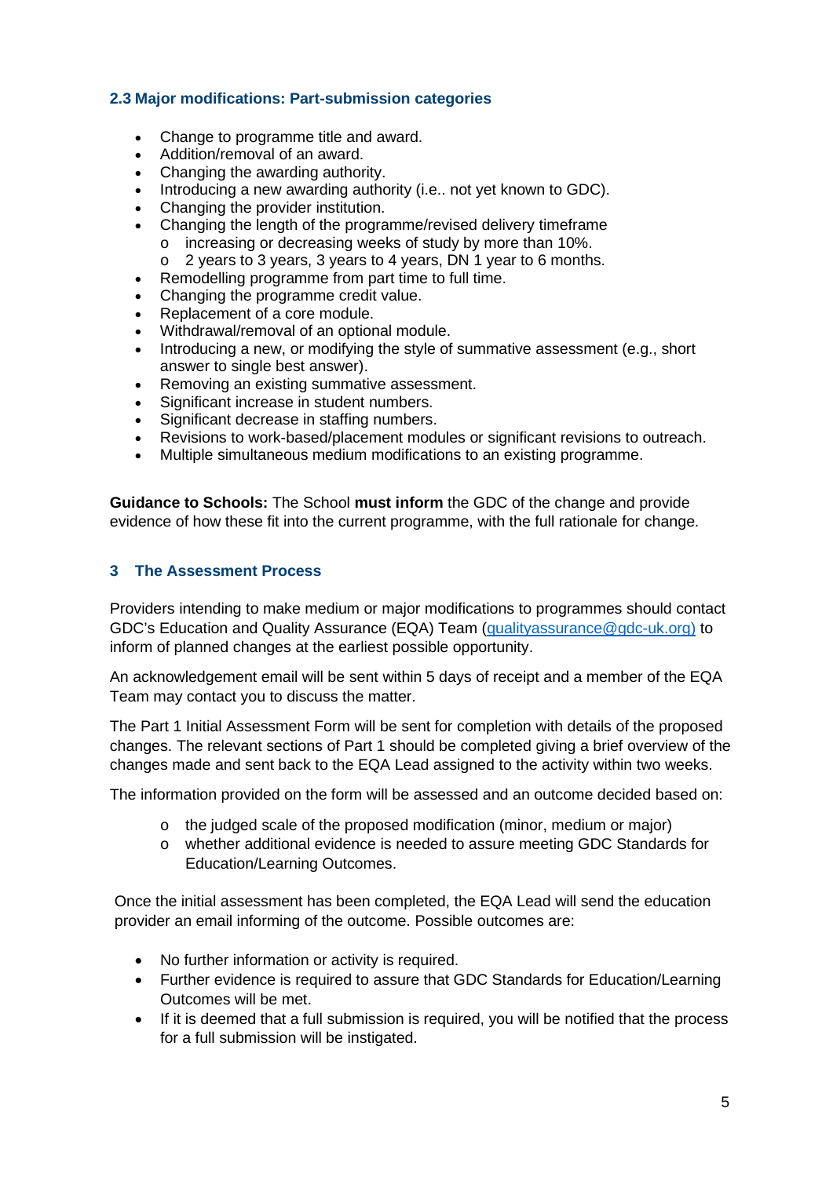### 2.3 Major modifications: Part-submission categories

- Change to programme title and award.
- Addition/removal of an award.
- Changing the awarding authority.
- Introducing a new awarding authority (i.e.. not yet known to GDC).
- Changing the provider institution.
- Changing the length of the programme/revised delivery timeframe
  - increasing or decreasing weeks of study by more than 10%.
  - 2 years to 3 years, 3 years to 4 years, DN 1 year to 6 months.
- Remodelling programme from part time to full time.
- Changing the programme credit value.
- Replacement of a core module.
- Withdrawal/removal of an optional module.
- Introducing a new, or modifying the style of summative assessment (e.g., short answer to single best answer).
- Removing an existing summative assessment.
- Significant increase in student numbers.
- Significant decrease in staffing numbers.
- Revisions to work-based/placement modules or significant revisions to outreach.
- Multiple simultaneous medium modifications to an existing programme.

**Guidance to Schools:** The School **must inform** the GDC of the change and provide evidence of how these fit into the current programme, with the full rationale for change.

## 3 The Assessment Process

Providers intending to make medium or major modifications to programmes should contact GDC's Education and Quality Assurance (EQA) Team (qualityassurance@gdc-uk.org) to inform of planned changes at the earliest possible opportunity.

An acknowledgement email will be sent within 5 days of receipt and a member of the EQA Team may contact you to discuss the matter.

The Part 1 Initial Assessment Form will be sent for completion with details of the proposed changes. The relevant sections of Part 1 should be completed giving a brief overview of the changes made and sent back to the EQA Lead assigned to the activity within two weeks.

The information provided on the form will be assessed and an outcome decided based on:

- the judged scale of the proposed modification (minor, medium or major)
- whether additional evidence is needed to assure meeting GDC Standards for Education/Learning Outcomes.

Once the initial assessment has been completed, the EQA Lead will send the education provider an email informing of the outcome. Possible outcomes are:

- No further information or activity is required.
- Further evidence is required to assure that GDC Standards for Education/Learning Outcomes will be met.
- If it is deemed that a full submission is required, you will be notified that the process for a full submission will be instigated.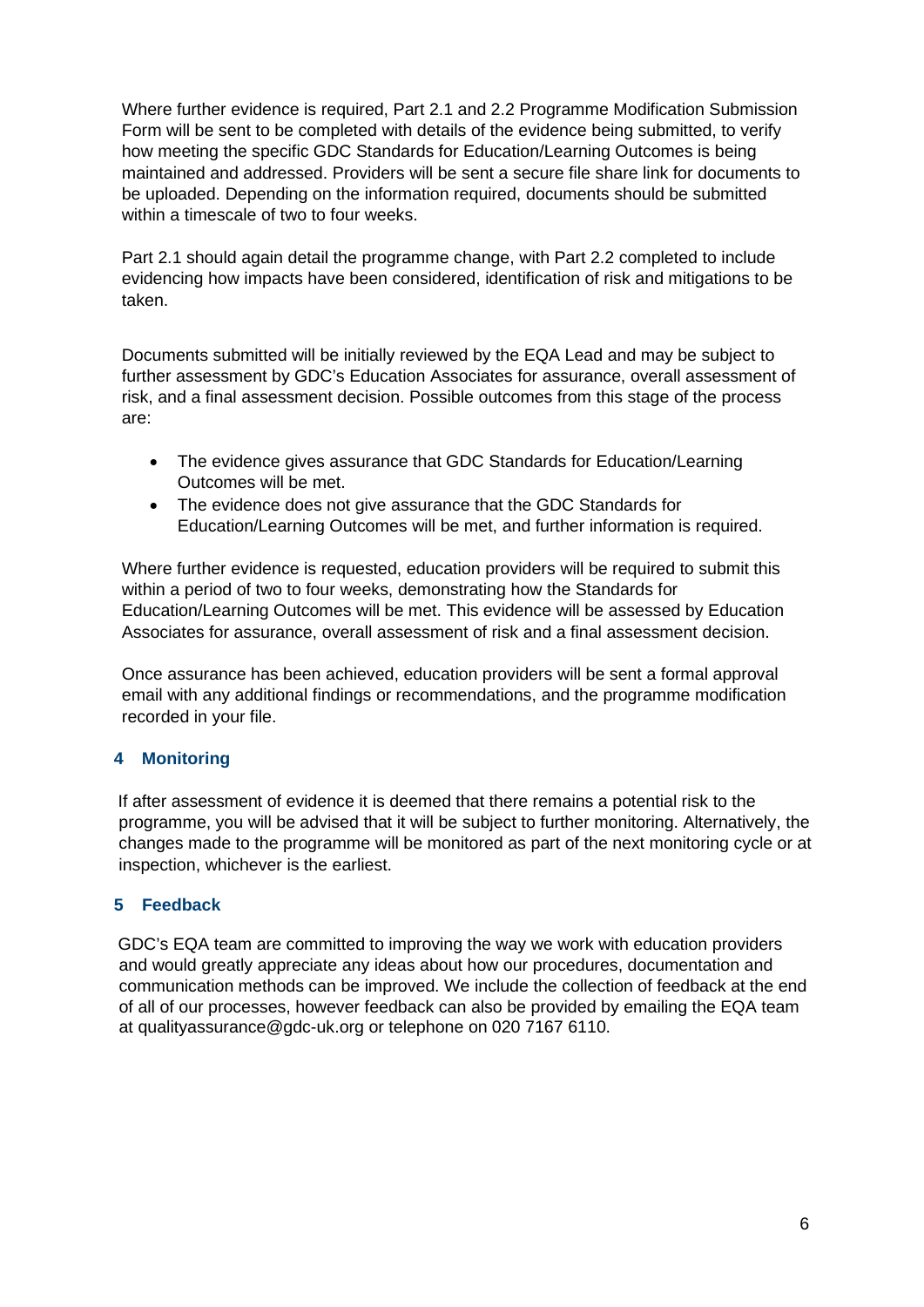Where further evidence is required, Part 2.1 and 2.2 Programme Modification Submission Form will be sent to be completed with details of the evidence being submitted, to verify how meeting the specific GDC Standards for Education/Learning Outcomes is being maintained and addressed. Providers will be sent a secure file share link for documents to be uploaded. Depending on the information required, documents should be submitted within a timescale of two to four weeks.

Part 2.1 should again detail the programme change, with Part 2.2 completed to include evidencing how impacts have been considered, identification of risk and mitigations to be taken.

Documents submitted will be initially reviewed by the EQA Lead and may be subject to further assessment by GDC's Education Associates for assurance, overall assessment of risk, and a final assessment decision. Possible outcomes from this stage of the process are:

- The evidence gives assurance that GDC Standards for Education/Learning Outcomes will be met.
- The evidence does not give assurance that the GDC Standards for Education/Learning Outcomes will be met, and further information is required.

Where further evidence is requested, education providers will be required to submit this within a period of two to four weeks, demonstrating how the Standards for Education/Learning Outcomes will be met. This evidence will be assessed by Education Associates for assurance, overall assessment of risk and a final assessment decision.

Once assurance has been achieved, education providers will be sent a formal approval email with any additional findings or recommendations, and the programme modification recorded in your file.

## 4 Monitoring

If after assessment of evidence it is deemed that there remains a potential risk to the programme, you will be advised that it will be subject to further monitoring. Alternatively, the changes made to the programme will be monitored as part of the next monitoring cycle or at inspection, whichever is the earliest.

## 5 Feedback

GDC's EQA team are committed to improving the way we work with education providers and would greatly appreciate any ideas about how our procedures, documentation and communication methods can be improved. We include the collection of feedback at the end of all of our processes, however feedback can also be provided by emailing the EQA team at qualityassurance@gdc-uk.org or telephone on 020 7167 6110.